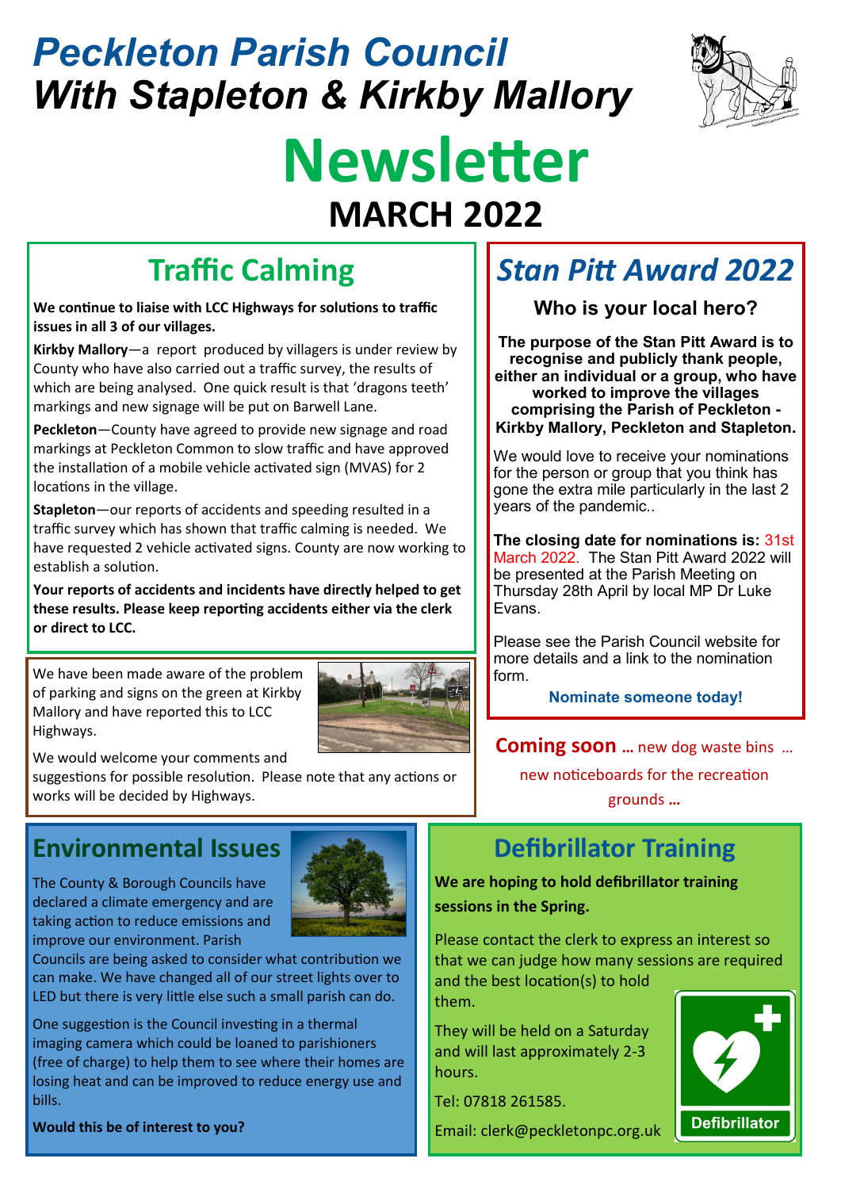# Peckleton Parish Council
# With Stapleton & Kirkby Mallory

# Newsletter

## MARCH 2022

## Traffic Calming

**We continue to liaise with LCC Highways for solutions to traffic issues in all 3 of our villages.**

**Kirkby Mallory**—a report produced by villagers is under review by County who have also carried out a traffic survey, the results of which are being analysed. One quick result is that 'dragons teeth' markings and new signage will be put on Barwell Lane.

**Peckleton**—County have agreed to provide new signage and road markings at Peckleton Common to slow traffic and have approved the installation of a mobile vehicle activated sign (MVAS) for 2 locations in the village.

**Stapleton**—our reports of accidents and speeding resulted in a traffic survey which has shown that traffic calming is needed. We have requested 2 vehicle activated signs. County are now working to establish a solution.

**Your reports of accidents and incidents have directly helped to get these results. Please keep reporting accidents either via the clerk or direct to LCC.**

We have been made aware of the problem of parking and signs on the green at Kirkby Mallory and have reported this to LCC Highways.

We would welcome your comments and suggestions for possible resolution. Please note that any actions or works will be decided by Highways.

## *Stan Pitt Award 2022*

### Who is your local hero?

**The purpose of the Stan Pitt Award is to recognise and publicly thank people, either an individual or a group, who have worked to improve the villages comprising the Parish of Peckleton - Kirkby Mallory, Peckleton and Stapleton.**

We would love to receive your nominations for the person or group that you think has gone the extra mile particularly in the last 2 years of the pandemic..

**The closing date for nominations is:** 31st March 2022. The Stan Pitt Award 2022 will be presented at the Parish Meeting on Thursday 28th April by local MP Dr Luke Evans.

Please see the Parish Council website for more details and a link to the nomination form.

**Nominate someone today!**

**Coming soon …** new dog waste bins … new noticeboards for the recreation grounds **…**

## Environmental Issues

The County & Borough Councils have declared a climate emergency and are taking action to reduce emissions and improve our environment. Parish Councils are being asked to consider what contribution we can make. We have changed all of our street lights over to LED but there is very little else such a small parish can do.

One suggestion is the Council investing in a thermal imaging camera which could be loaned to parishioners (free of charge) to help them to see where their homes are losing heat and can be improved to reduce energy use and bills.

**Would this be of interest to you?**

## Defibrillator Training

**We are hoping to hold defibrillator training sessions in the Spring.**

Please contact the clerk to express an interest so that we can judge how many sessions are required and the best location(s) to hold them.

They will be held on a Saturday and will last approximately 2-3 hours.

Tel: 07818 261585.

Email: clerk@peckletonpc.org.uk

Defibrillator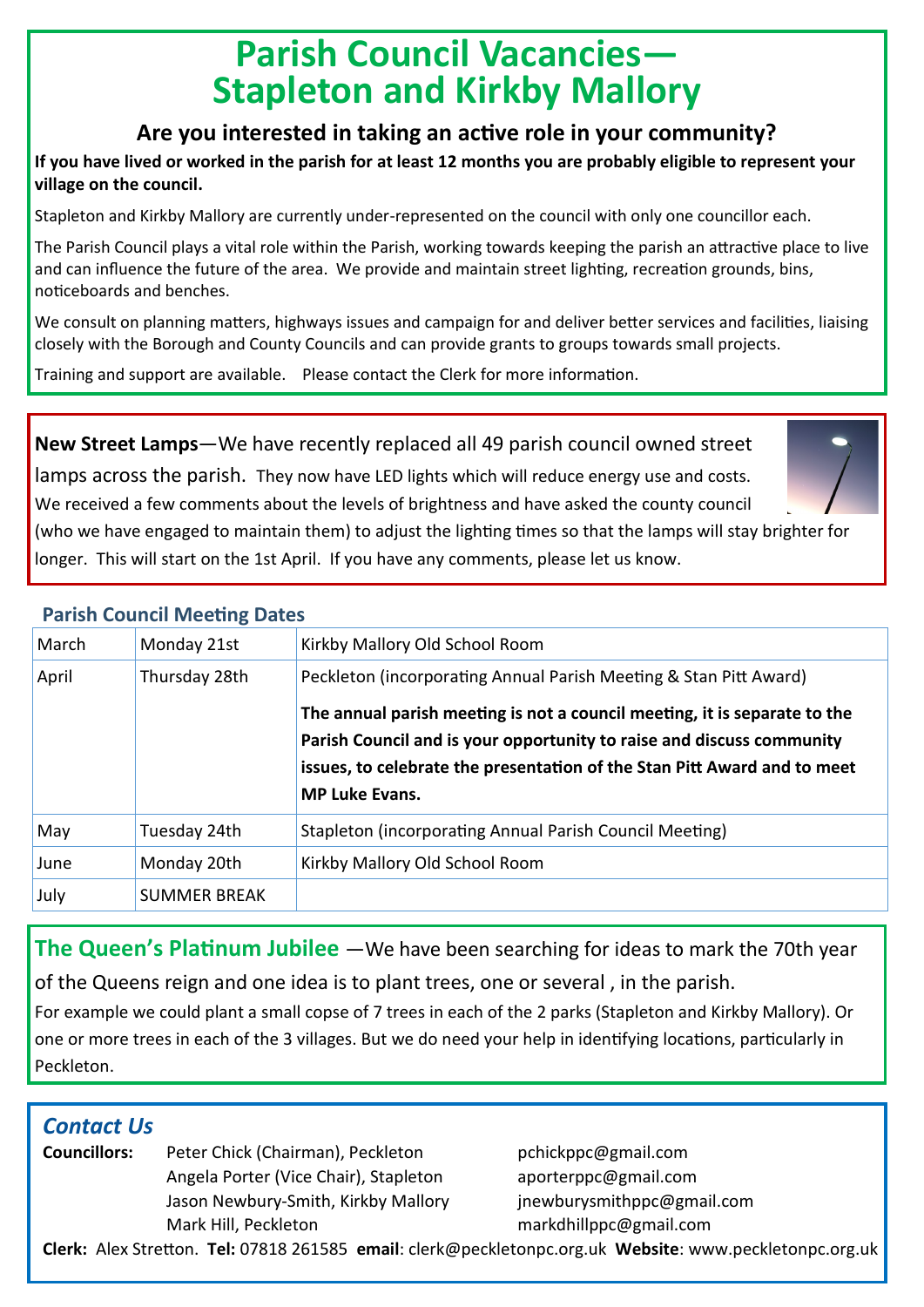# Parish Council Vacancies— Stapleton and Kirkby Mallory

## Are you interested in taking an active role in your community?

**If you have lived or worked in the parish for at least 12 months you are probably eligible to represent your village on the council.**

Stapleton and Kirkby Mallory are currently under-represented on the council with only one councillor each.

The Parish Council plays a vital role within the Parish, working towards keeping the parish an attractive place to live and can influence the future of the area. We provide and maintain street lighting, recreation grounds, bins, noticeboards and benches.

We consult on planning matters, highways issues and campaign for and deliver better services and facilities, liaising closely with the Borough and County Councils and can provide grants to groups towards small projects.

Training and support are available. Please contact the Clerk for more information.

**New Street Lamps**—We have recently replaced all 49 parish council owned street lamps across the parish. They now have LED lights which will reduce energy use and costs. We received a few comments about the levels of brightness and have asked the county council (who we have engaged to maintain them) to adjust the lighting times so that the lamps will stay brighter for longer. This will start on the 1st April. If you have any comments, please let us know.

### Parish Council Meeting Dates

| | | |
|---|---|---|
| March | Monday 21st | Kirkby Mallory Old School Room |
| April | Thursday 28th | Peckleton (incorporating Annual Parish Meeting & Stan Pitt Award) **The annual parish meeting is not a council meeting, it is separate to the Parish Council and is your opportunity to raise and discuss community issues, to celebrate the presentation of the Stan Pitt Award and to meet MP Luke Evans.** |
| May | Tuesday 24th | Stapleton (incorporating Annual Parish Council Meeting) |
| June | Monday 20th | Kirkby Mallory Old School Room |
| July | SUMMER BREAK | |

**The Queen's Platinum Jubilee** —We have been searching for ideas to mark the 70th year of the Queens reign and one idea is to plant trees, one or several , in the parish. For example we could plant a small copse of 7 trees in each of the 2 parks (Stapleton and Kirkby Mallory). Or one or more trees in each of the 3 villages. But we do need your help in identifying locations, particularly in Peckleton.

## *Contact Us*

**Councillors:**

- Peter Chick (Chairman), Peckleton — pchickppc@gmail.com
- Angela Porter (Vice Chair), Stapleton — aporterppc@gmail.com
- Jason Newbury-Smith, Kirkby Mallory — jnewburysmithppc@gmail.com
- Mark Hill, Peckleton — markdhillppc@gmail.com

**Clerk:** Alex Stretton. **Tel:** 07818 261585 **email**: clerk@peckletonpc.org.uk **Website**: www.peckletonpc.org.uk